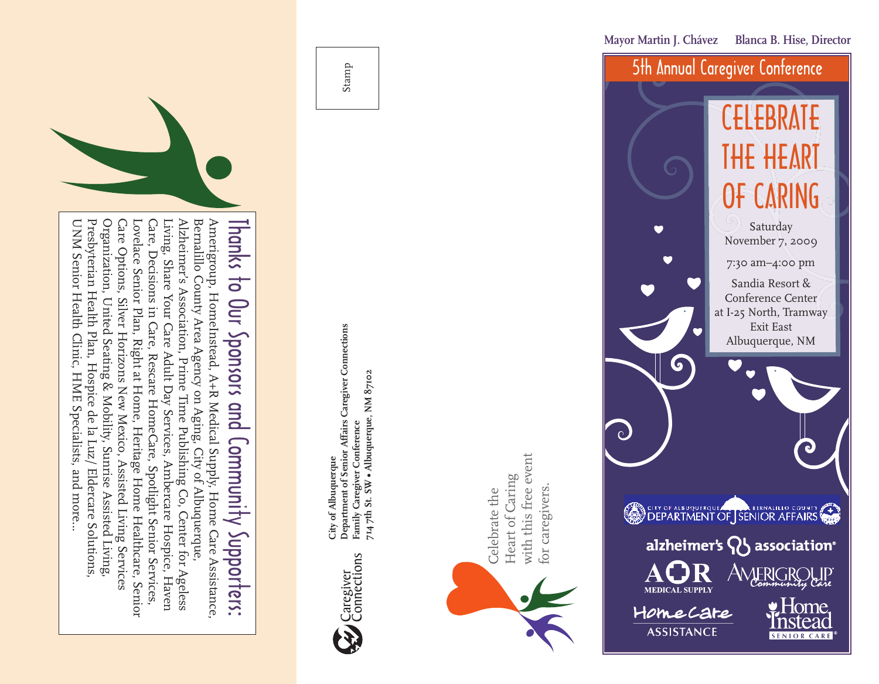## Thanks to Our Sponsors and Community Supporters:

Amerigroup, HomeInstead, A+R Medical Supply, Home Care Assistance, Bernalillo County Area Agency on Aging, City of Albuquerque, Alzheimer's Association, Prime Time Publishing Co, Center for Ageless Living, Share Your Care Adult Day Services, Ambercare Hospice, Haven Care, Decisions in Care, Rescare HomeCare, Spotlight Senior Services, Lovelace Senior Plan, Right at Home, Heritage Home Healthcare, Senior Care Options, Silver Horizons New Mexico, Assisted Living Services Organization, United Seating & Mobility, Sunrise Assisted Living, Presbyterian Health Plan, Hospice de la Luz/Eldercare Solutions, UNM Senior Health Clinic, HME Specialists, and more...

Stamp

Caregiver Connections

**City of Albuquerque**
**Department of Senior Affairs Caregiver Connections**
**Family Caregiver Conference**
**714 7th St. SW • Albuquerque, NM 87102**

Celebrate the Heart of Caring with this free event for caregivers.

**Mayor Martin J. Chávez** **Blanca B. Hise, Director**

# 5th Annual Caregiver Conference

# CELEBRATE THE HEART OF CARING

Saturday
November 7, 2009

7:30 am–4:00 pm

Sandia Resort & Conference Center
at I-25 North, Tramway Exit East
Albuquerque, NM

City of Albuquerque Bernalillo County Department of Senior Affairs

alzheimer's association

A+R Medical Supply

Amerigroup Community Care

Home Care Assistance

Home Instead Senior Care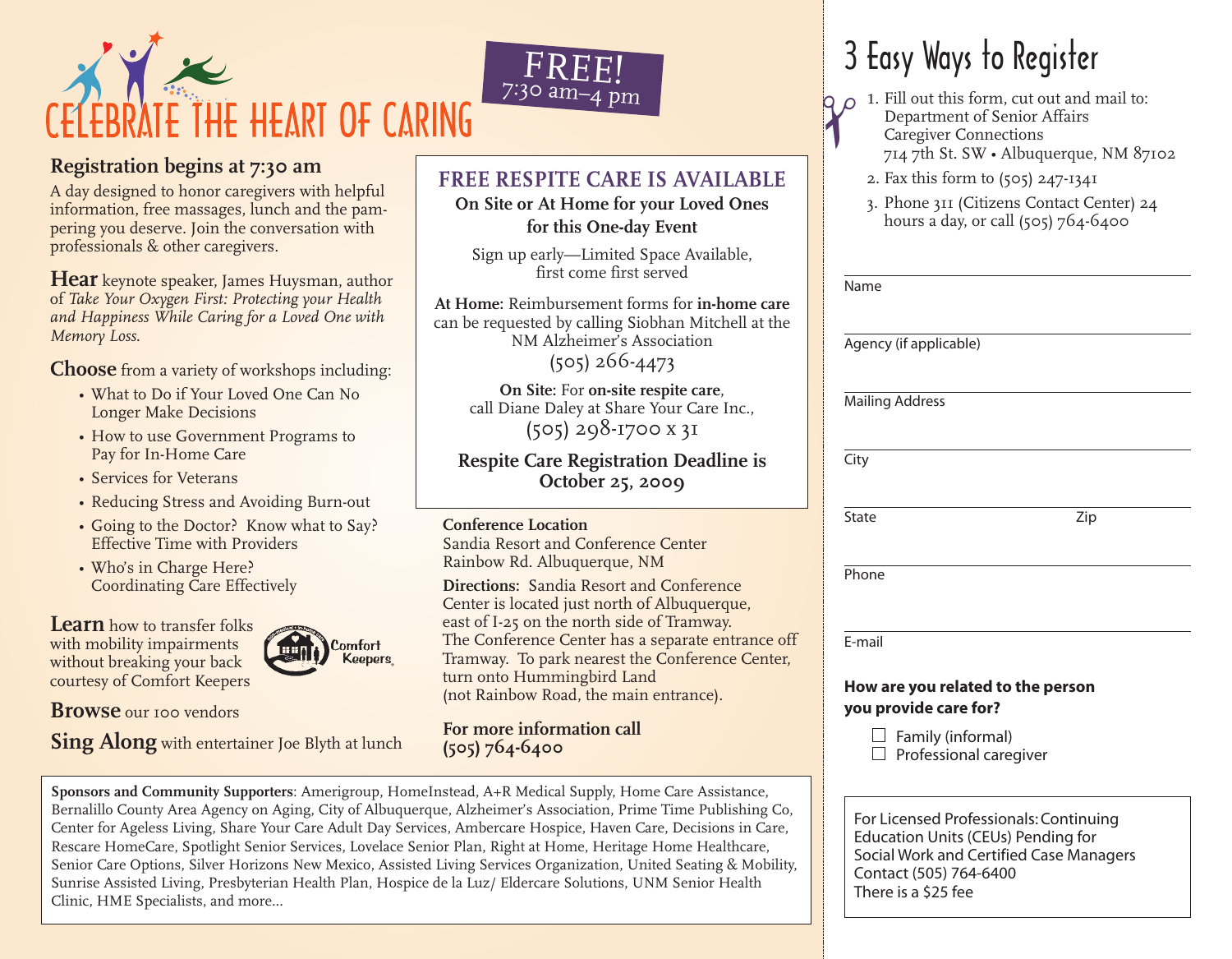# CELEBRATE THE HEART OF CARING

**FREE!**
7:30 am–4 pm

## Registration begins at 7:30 am

A day designed to honor caregivers with helpful information, free massages, lunch and the pampering you deserve. Join the conversation with professionals & other caregivers.

**Hear** keynote speaker, James Huysman, author of *Take Your Oxygen First: Protecting your Health and Happiness While Caring for a Loved One with Memory Loss.*

**Choose** from a variety of workshops including:

- What to Do if Your Loved One Can No Longer Make Decisions
- How to use Government Programs to Pay for In-Home Care
- Services for Veterans
- Reducing Stress and Avoiding Burn-out
- Going to the Doctor? Know what to Say? Effective Time with Providers
- Who's in Charge Here? Coordinating Care Effectively

**Learn** how to transfer folks with mobility impairments without breaking your back courtesy of Comfort Keepers

Comfort Keepers

**Browse** our 100 vendors

**Sing Along** with entertainer Joe Blyth at lunch

## FREE RESPITE CARE IS AVAILABLE

**On Site or At Home for your Loved Ones for this One-day Event**

Sign up early—Limited Space Available, first come first served

**At Home:** Reimbursement forms for **in-home care** can be requested by calling Siobhan Mitchell at the NM Alzheimer's Association (505) 266-4473

**On Site:** For **on-site respite care**, call Diane Daley at Share Your Care Inc., (505) 298-1700 x 31

**Respite Care Registration Deadline is October 25, 2009**

**Conference Location**
Sandia Resort and Conference Center
Rainbow Rd. Albuquerque, NM

**Directions:** Sandia Resort and Conference Center is located just north of Albuquerque, east of I-25 on the north side of Tramway. The Conference Center has a separate entrance off Tramway. To park nearest the Conference Center, turn onto Hummingbird Land (not Rainbow Road, the main entrance).

**For more information call (505) 764-6400**

**Sponsors and Community Supporters**: Amerigroup, HomeInstead, A+R Medical Supply, Home Care Assistance, Bernalillo County Area Agency on Aging, City of Albuquerque, Alzheimer's Association, Prime Time Publishing Co, Center for Ageless Living, Share Your Care Adult Day Services, Ambercare Hospice, Haven Care, Decisions in Care, Rescare HomeCare, Spotlight Senior Services, Lovelace Senior Plan, Right at Home, Heritage Home Healthcare, Senior Care Options, Silver Horizons New Mexico, Assisted Living Services Organization, United Seating & Mobility, Sunrise Assisted Living, Presbyterian Health Plan, Hospice de la Luz/ Eldercare Solutions, UNM Senior Health Clinic, HME Specialists, and more...

# 3 Easy Ways to Register

1. Fill out this form, cut out and mail to:
   Department of Senior Affairs
   Caregiver Connections
   714 7th St. SW • Albuquerque, NM 87102
2. Fax this form to (505) 247-1341
3. Phone 311 (Citizens Contact Center) 24 hours a day, or call (505) 764-6400

Name

Agency (if applicable)

Mailing Address

City

State Zip

Phone

E-mail

**How are you related to the person you provide care for?**

☐ Family (informal)
☐ Professional caregiver

For Licensed Professionals: Continuing Education Units (CEUs) Pending for Social Work and Certified Case Managers
Contact (505) 764-6400
There is a $25 fee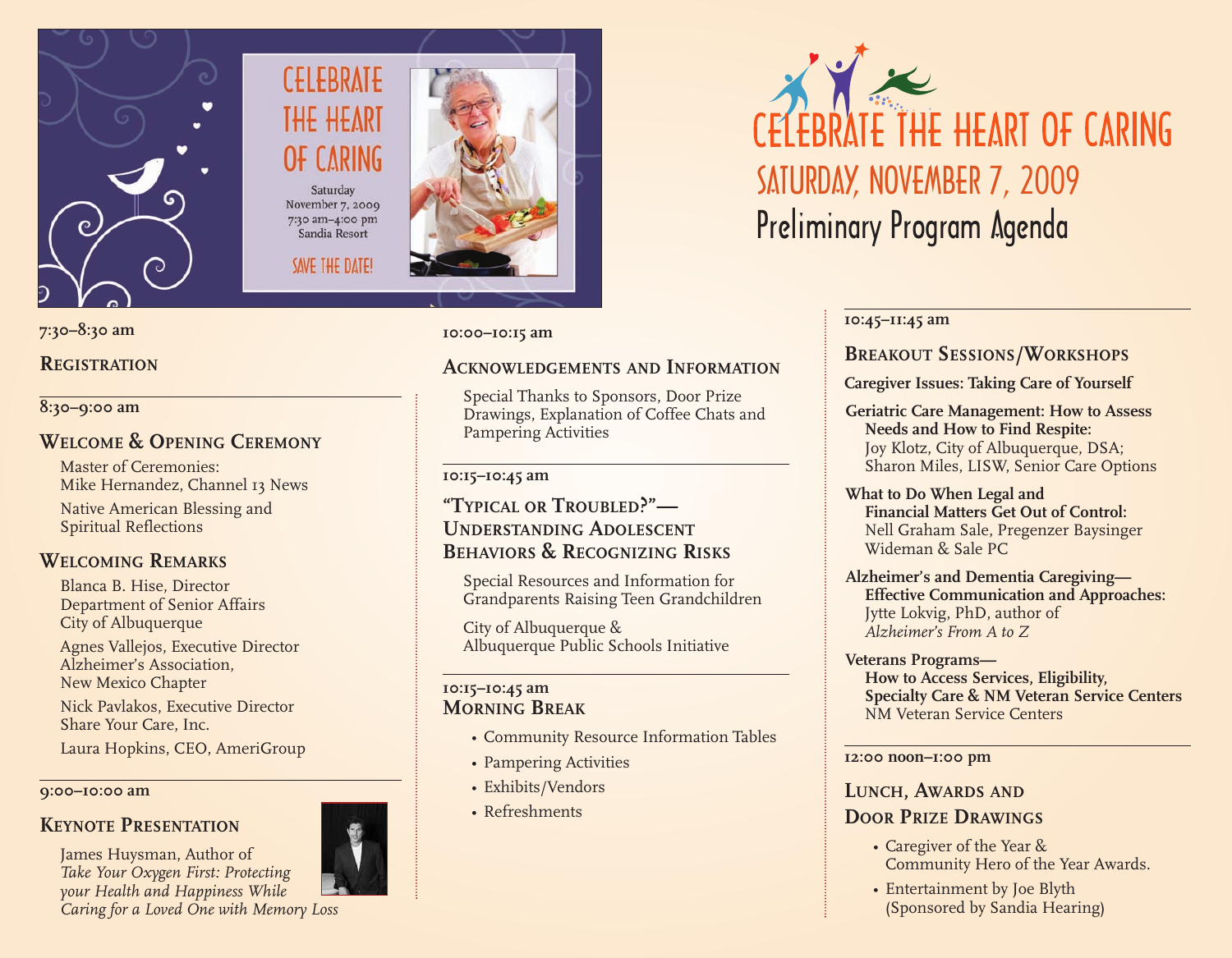# Celebrate the Heart of Caring

## Saturday, November 7, 2009

## Preliminary Program Agenda

Celebrate the Heart of Caring
Saturday
November 7, 2009
7:30 am–4:00 pm
Sandia Resort
SAVE THE DATE!

7:30–8:30 am

### Registration

8:30–9:00 am

### Welcome & Opening Ceremony

Master of Ceremonies:
Mike Hernandez, Channel 13 News

Native American Blessing and
Spiritual Reflections

### Welcoming Remarks

Blanca B. Hise, Director
Department of Senior Affairs
City of Albuquerque

Agnes Vallejos, Executive Director
Alzheimer's Association,
New Mexico Chapter

Nick Pavlakos, Executive Director
Share Your Care, Inc.

Laura Hopkins, CEO, AmeriGroup

9:00–10:00 am

### Keynote Presentation

James Huysman, Author of
*Take Your Oxygen First: Protecting your Health and Happiness While Caring for a Loved One with Memory Loss*

10:00–10:15 am

### Acknowledgements and Information

Special Thanks to Sponsors, Door Prize Drawings, Explanation of Coffee Chats and Pampering Activities

10:15–10:45 am

### "Typical or Troubled?"— Understanding Adolescent Behaviors & Recognizing Risks

Special Resources and Information for Grandparents Raising Teen Grandchildren

City of Albuquerque &
Albuquerque Public Schools Initiative

10:15–10:45 am

### Morning Break

- Community Resource Information Tables
- Pampering Activities
- Exhibits/Vendors
- Refreshments

10:45–11:45 am

### Breakout Sessions/Workshops

**Caregiver Issues: Taking Care of Yourself**

**Geriatric Care Management: How to Assess Needs and How to Find Respite:**
Joy Klotz, City of Albuquerque, DSA;
Sharon Miles, LISW, Senior Care Options

**What to Do When Legal and Financial Matters Get Out of Control:**
Nell Graham Sale, Pregenzer Baysinger Wideman & Sale PC

**Alzheimer's and Dementia Caregiving— Effective Communication and Approaches:**
Jytte Lokvig, PhD, author of
*Alzheimer's From A to Z*

**Veterans Programs— How to Access Services, Eligibility, Specialty Care & NM Veteran Service Centers**
NM Veteran Service Centers

12:00 noon–1:00 pm

### Lunch, Awards and Door Prize Drawings

- Caregiver of the Year & Community Hero of the Year Awards.
- Entertainment by Joe Blyth (Sponsored by Sandia Hearing)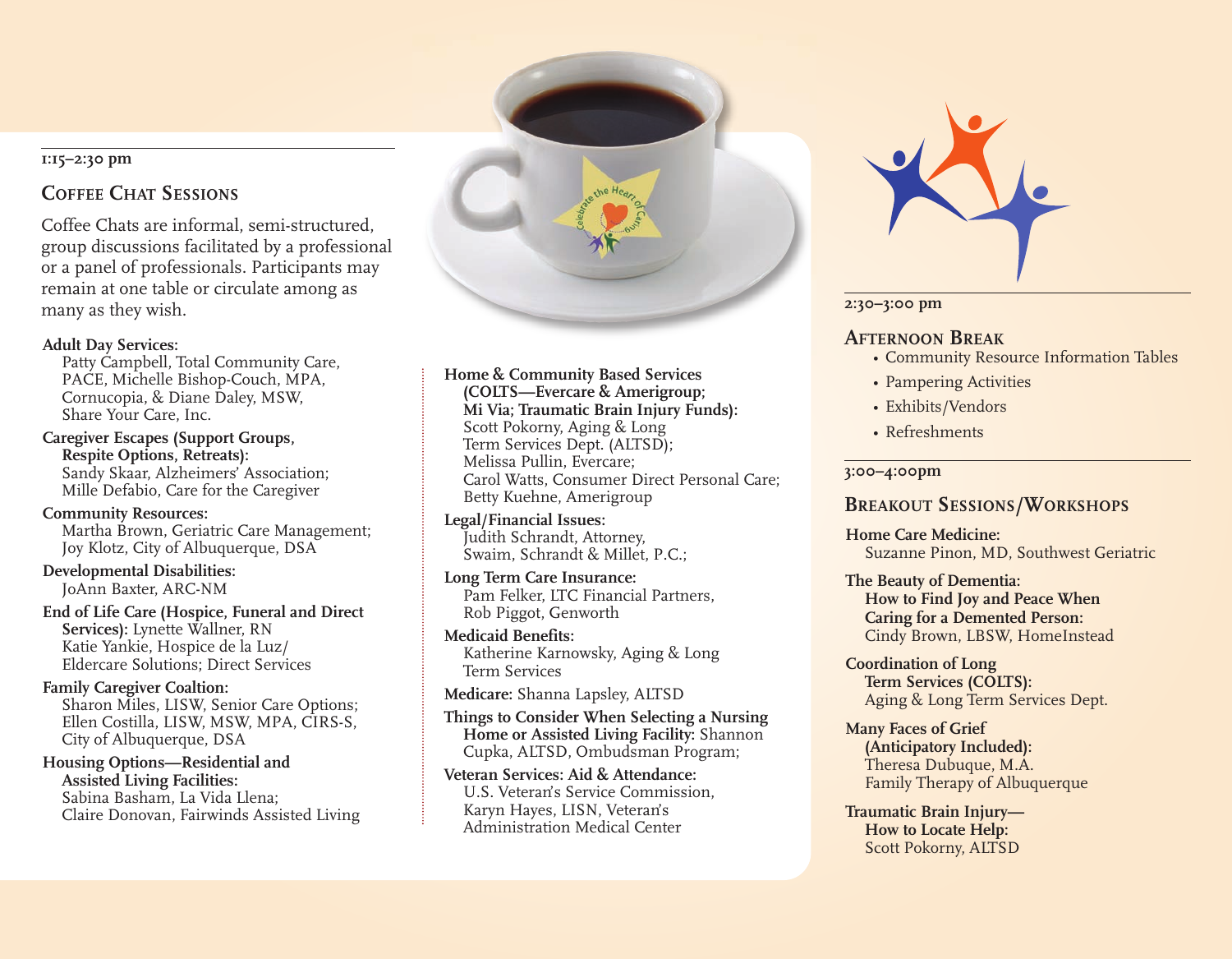1:15–2:30 pm

## Coffee Chat Sessions

Coffee Chats are informal, semi-structured, group discussions facilitated by a professional or a panel of professionals. Participants may remain at one table or circulate among as many as they wish.

**Adult Day Services:**
Patty Campbell, Total Community Care, PACE, Michelle Bishop-Couch, MPA, Cornucopia, & Diane Daley, MSW, Share Your Care, Inc.

**Caregiver Escapes (Support Groups, Respite Options, Retreats):**
Sandy Skaar, Alzheimers' Association; Mille Defabio, Care for the Caregiver

**Community Resources:**
Martha Brown, Geriatric Care Management; Joy Klotz, City of Albuquerque, DSA

**Developmental Disabilities:**
JoAnn Baxter, ARC-NM

**End of Life Care (Hospice, Funeral and Direct Services):** Lynette Wallner, RN
Katie Yankie, Hospice de la Luz/ Eldercare Solutions; Direct Services

**Family Caregiver Coaltion:**
Sharon Miles, LISW, Senior Care Options; Ellen Costilla, LISW, MSW, MPA, CIRS-S, City of Albuquerque, DSA

**Housing Options—Residential and Assisted Living Facilities:**
Sabina Basham, La Vida Llena; Claire Donovan, Fairwinds Assisted Living

**Home & Community Based Services (COLTS—Evercare & Amerigroup; Mi Via; Traumatic Brain Injury Funds):**
Scott Pokorny, Aging & Long Term Services Dept. (ALTSD); Melissa Pullin, Evercare; Carol Watts, Consumer Direct Personal Care; Betty Kuehne, Amerigroup

**Legal/Financial Issues:**
Judith Schrandt, Attorney, Swaim, Schrandt & Millet, P.C.;

**Long Term Care Insurance:**
Pam Felker, LTC Financial Partners, Rob Piggot, Genworth

**Medicaid Benefits:**
Katherine Karnowsky, Aging & Long Term Services

**Medicare:** Shanna Lapsley, ALTSD

**Things to Consider When Selecting a Nursing Home or Assisted Living Facility:** Shannon Cupka, ALTSD, Ombudsman Program;

**Veteran Services: Aid & Attendance:**
U.S. Veteran's Service Commission, Karyn Hayes, LISN, Veteran's Administration Medical Center

2:30–3:00 pm

## Afternoon Break

- Community Resource Information Tables
- Pampering Activities
- Exhibits/Vendors
- Refreshments

3:00–4:00pm

## Breakout Sessions/Workshops

**Home Care Medicine:**
Suzanne Pinon, MD, Southwest Geriatric

**The Beauty of Dementia: How to Find Joy and Peace When Caring for a Demented Person:**
Cindy Brown, LBSW, HomeInstead

**Coordination of Long Term Services (COLTS):**
Aging & Long Term Services Dept.

**Many Faces of Grief (Anticipatory Included):**
Theresa Dubuque, M.A. Family Therapy of Albuquerque

**Traumatic Brain Injury—How to Locate Help:**
Scott Pokorny, ALTSD